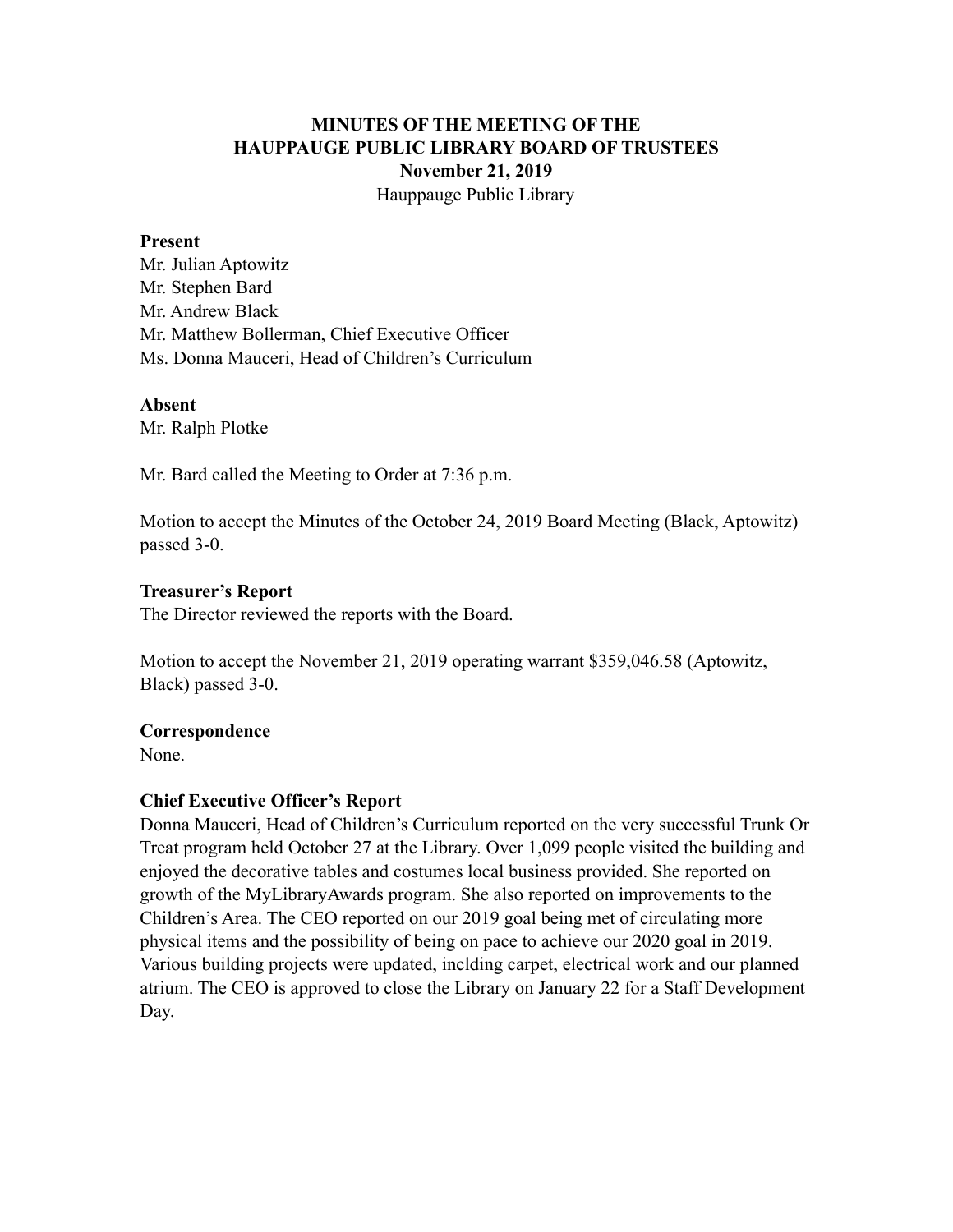# MINUTES OF THE MEETING OF THE HAUPPAUGE PUBLIC LIBRARY BOARD OF TRUSTEES

**November 21, 2019**

Hauppauge Public Library

**Present**

Mr. Julian Aptowitz
Mr. Stephen Bard
Mr. Andrew Black
Mr. Matthew Bollerman, Chief Executive Officer
Ms. Donna Mauceri, Head of Children's Curriculum

**Absent**

Mr. Ralph Plotke

Mr. Bard called the Meeting to Order at 7:36 p.m.

Motion to accept the Minutes of the October 24, 2019 Board Meeting (Black, Aptowitz) passed 3-0.

**Treasurer's Report**

The Director reviewed the reports with the Board.

Motion to accept the November 21, 2019 operating warrant $359,046.58 (Aptowitz, Black) passed 3-0.

**Correspondence**

None.

**Chief Executive Officer's Report**

Donna Mauceri, Head of Children's Curriculum reported on the very successful Trunk Or Treat program held October 27 at the Library. Over 1,099 people visited the building and enjoyed the decorative tables and costumes local business provided. She reported on growth of the MyLibraryAwards program. She also reported on improvements to the Children's Area. The CEO reported on our 2019 goal being met of circulating more physical items and the possibility of being on pace to achieve our 2020 goal in 2019. Various building projects were updated, inclding carpet, electrical work and our planned atrium. The CEO is approved to close the Library on January 22 for a Staff Development Day.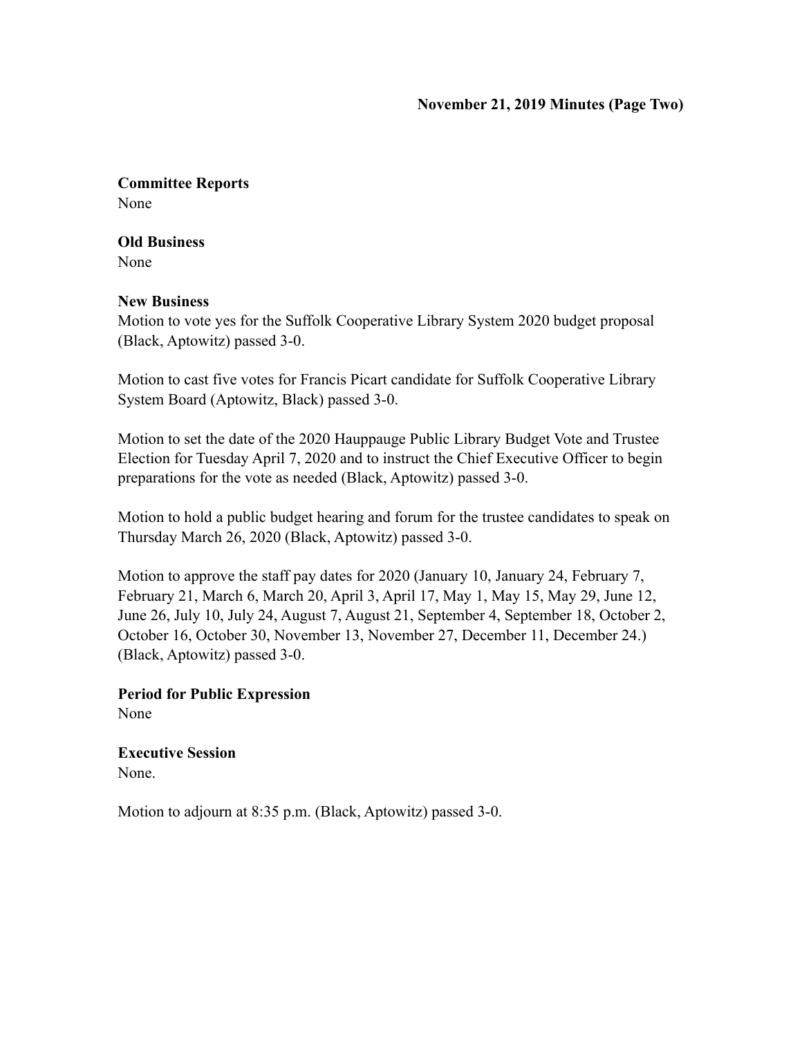**Committee Reports**
None

**Old Business**
None

**New Business**
Motion to vote yes for the Suffolk Cooperative Library System 2020 budget proposal (Black, Aptowitz) passed 3-0.

Motion to cast five votes for Francis Picart candidate for Suffolk Cooperative Library System Board (Aptowitz, Black) passed 3-0.

Motion to set the date of the 2020 Hauppauge Public Library Budget Vote and Trustee Election for Tuesday April 7, 2020 and to instruct the Chief Executive Officer to begin preparations for the vote as needed (Black, Aptowitz) passed 3-0.

Motion to hold a public budget hearing and forum for the trustee candidates to speak on Thursday March 26, 2020 (Black, Aptowitz) passed 3-0.

Motion to approve the staff pay dates for 2020 (January 10, January 24, February 7, February 21, March 6, March 20, April 3, April 17, May 1, May 15, May 29, June 12, June 26, July 10, July 24, August 7, August 21, September 4, September 18, October 2, October 16, October 30, November 13, November 27, December 11, December 24.) (Black, Aptowitz) passed 3-0.

**Period for Public Expression**
None

**Executive Session**
None.

Motion to adjourn at 8:35 p.m. (Black, Aptowitz) passed 3-0.